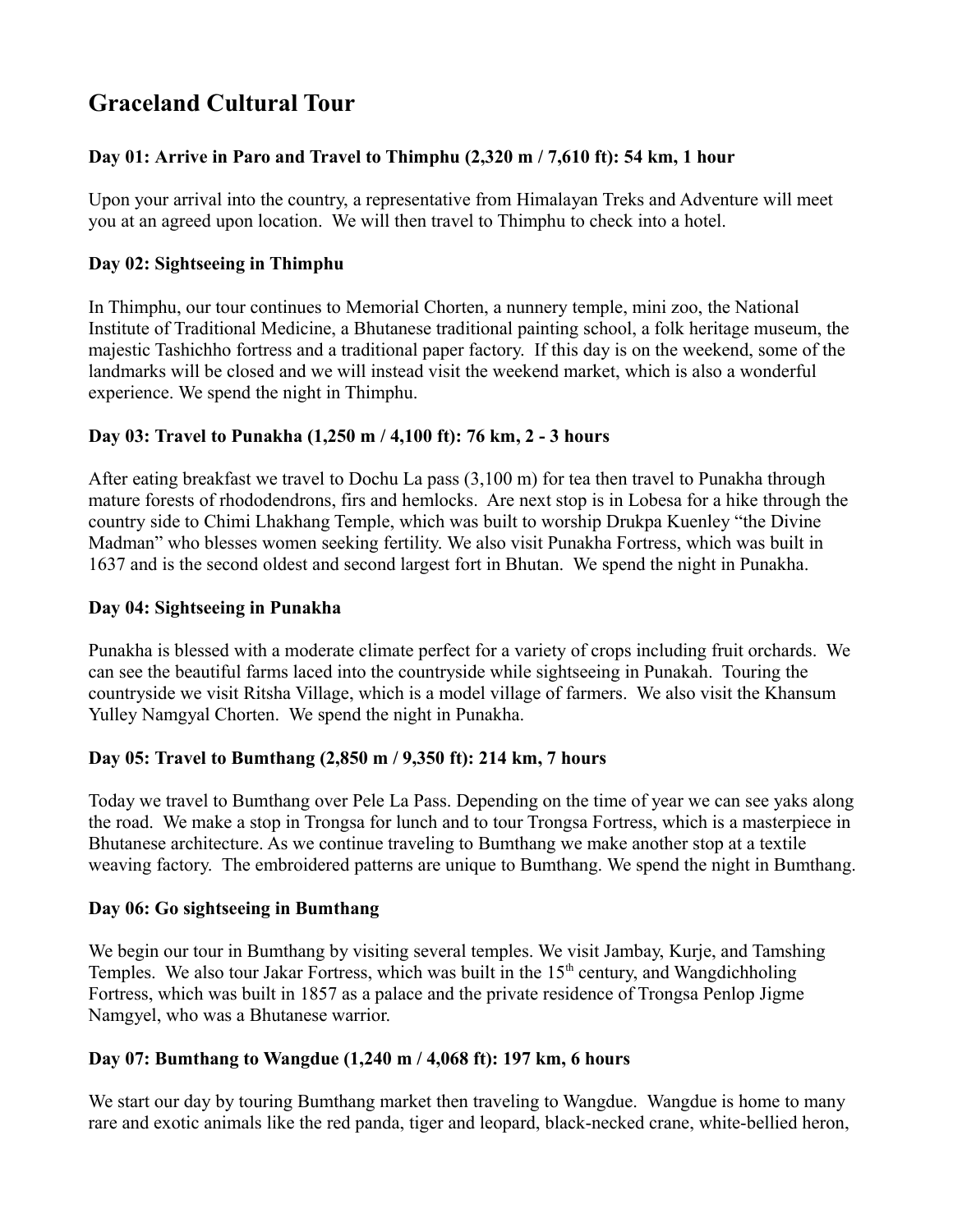# Graceland Cultural Tour

### Day 01: Arrive in Paro and Travel to Thimphu (2,320 m / 7,610 ft): 54 km, 1 hour

Upon your arrival into the country, a representative from Himalayan Treks and Adventure will meet you at an agreed upon location. We will then travel to Thimphu to check into a hotel.

### Day 02: Sightseeing in Thimphu

In Thimphu, our tour continues to Memorial Chorten, a nunnery temple, mini zoo, the National Institute of Traditional Medicine, a Bhutanese traditional painting school, a folk heritage museum, the majestic Tashichho fortress and a traditional paper factory. If this day is on the weekend, some of the landmarks will be closed and we will instead visit the weekend market, which is also a wonderful experience. We spend the night in Thimphu.

### Day 03: Travel to Punakha (1,250 m / 4,100 ft): 76 km, 2 - 3 hours

After eating breakfast we travel to Dochu La pass (3,100 m) for tea then travel to Punakha through mature forests of rhododendrons, firs and hemlocks. Are next stop is in Lobesa for a hike through the country side to Chimi Lhakhang Temple, which was built to worship Drukpa Kuenley "the Divine Madman" who blesses women seeking fertility. We also visit Punakha Fortress, which was built in 1637 and is the second oldest and second largest fort in Bhutan. We spend the night in Punakha.

### Day 04: Sightseeing in Punakha

Punakha is blessed with a moderate climate perfect for a variety of crops including fruit orchards. We can see the beautiful farms laced into the countryside while sightseeing in Punakah. Touring the countryside we visit Ritsha Village, which is a model village of farmers. We also visit the Khansum Yulley Namgyal Chorten. We spend the night in Punakha.

### Day 05: Travel to Bumthang (2,850 m / 9,350 ft): 214 km, 7 hours

Today we travel to Bumthang over Pele La Pass. Depending on the time of year we can see yaks along the road. We make a stop in Trongsa for lunch and to tour Trongsa Fortress, which is a masterpiece in Bhutanese architecture. As we continue traveling to Bumthang we make another stop at a textile weaving factory. The embroidered patterns are unique to Bumthang. We spend the night in Bumthang.

### Day 06: Go sightseeing in Bumthang

We begin our tour in Bumthang by visiting several temples. We visit Jambay, Kurje, and Tamshing Temples. We also tour Jakar Fortress, which was built in the 15th century, and Wangdichholing Fortress, which was built in 1857 as a palace and the private residence of Trongsa Penlop Jigme Namgyel, who was a Bhutanese warrior.

### Day 07: Bumthang to Wangdue (1,240 m / 4,068 ft): 197 km, 6 hours

We start our day by touring Bumthang market then traveling to Wangdue. Wangdue is home to many rare and exotic animals like the red panda, tiger and leopard, black-necked crane, white-bellied heron,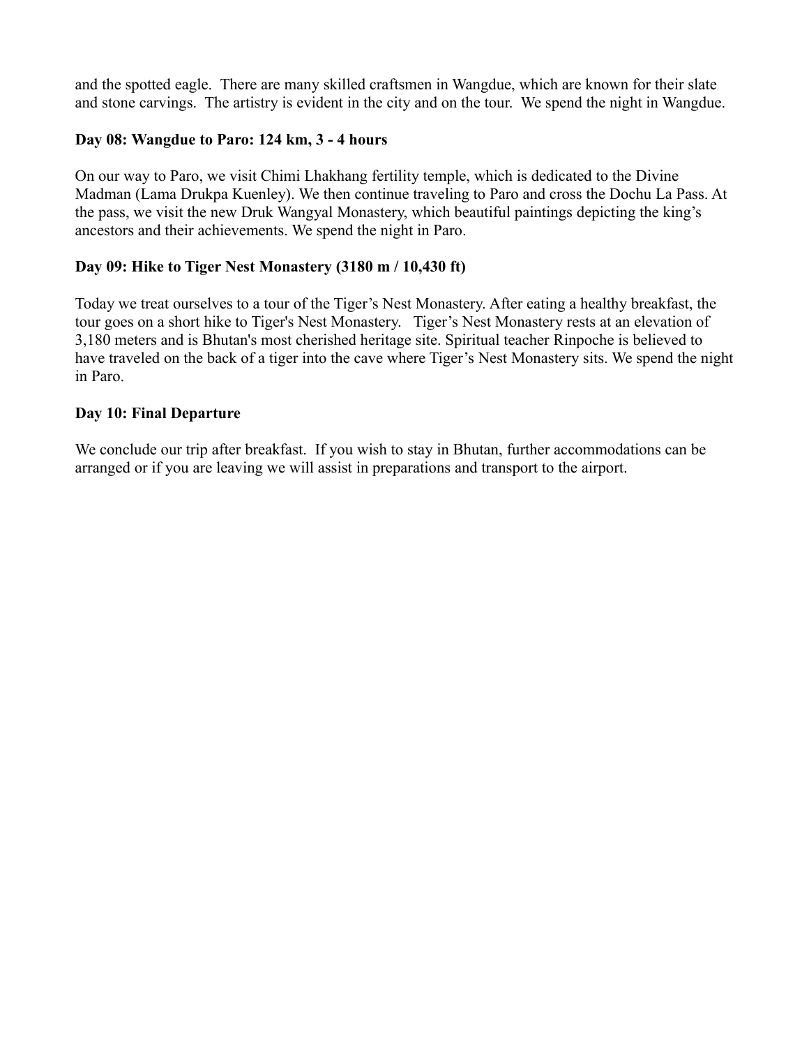and the spotted eagle. There are many skilled craftsmen in Wangdue, which are known for their slate and stone carvings. The artistry is evident in the city and on the tour. We spend the night in Wangdue.

**Day 08: Wangdue to Paro: 124 km, 3 - 4 hours**

On our way to Paro, we visit Chimi Lhakhang fertility temple, which is dedicated to the Divine Madman (Lama Drukpa Kuenley). We then continue traveling to Paro and cross the Dochu La Pass. At the pass, we visit the new Druk Wangyal Monastery, which beautiful paintings depicting the king's ancestors and their achievements. We spend the night in Paro.

**Day 09: Hike to Tiger Nest Monastery (3180 m / 10,430 ft)**

Today we treat ourselves to a tour of the Tiger's Nest Monastery. After eating a healthy breakfast, the tour goes on a short hike to Tiger's Nest Monastery. Tiger's Nest Monastery rests at an elevation of 3,180 meters and is Bhutan's most cherished heritage site. Spiritual teacher Rinpoche is believed to have traveled on the back of a tiger into the cave where Tiger's Nest Monastery sits. We spend the night in Paro.

**Day 10: Final Departure**

We conclude our trip after breakfast. If you wish to stay in Bhutan, further accommodations can be arranged or if you are leaving we will assist in preparations and transport to the airport.